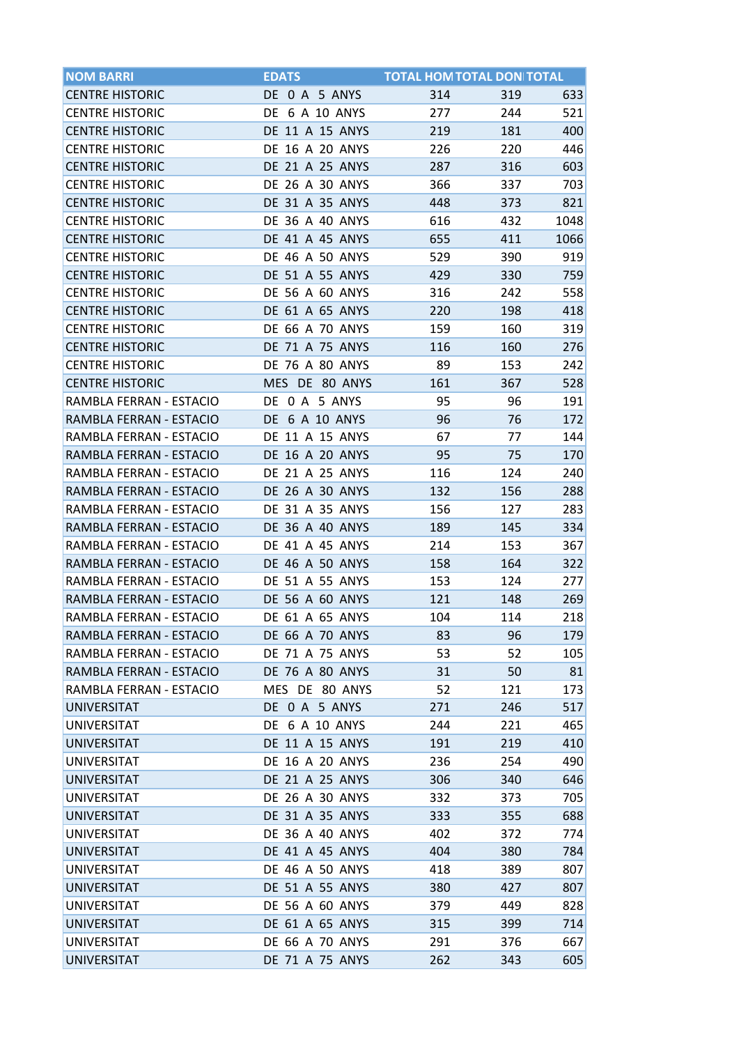| NOM BARRI | EDATS | TOTAL HOM | TOTAL DON | TOTAL |
|---|---|---|---|---|
| CENTRE HISTORIC | DE 0 A 5 ANYS | 314 | 319 | 633 |
| CENTRE HISTORIC | DE 6 A 10 ANYS | 277 | 244 | 521 |
| CENTRE HISTORIC | DE 11 A 15 ANYS | 219 | 181 | 400 |
| CENTRE HISTORIC | DE 16 A 20 ANYS | 226 | 220 | 446 |
| CENTRE HISTORIC | DE 21 A 25 ANYS | 287 | 316 | 603 |
| CENTRE HISTORIC | DE 26 A 30 ANYS | 366 | 337 | 703 |
| CENTRE HISTORIC | DE 31 A 35 ANYS | 448 | 373 | 821 |
| CENTRE HISTORIC | DE 36 A 40 ANYS | 616 | 432 | 1048 |
| CENTRE HISTORIC | DE 41 A 45 ANYS | 655 | 411 | 1066 |
| CENTRE HISTORIC | DE 46 A 50 ANYS | 529 | 390 | 919 |
| CENTRE HISTORIC | DE 51 A 55 ANYS | 429 | 330 | 759 |
| CENTRE HISTORIC | DE 56 A 60 ANYS | 316 | 242 | 558 |
| CENTRE HISTORIC | DE 61 A 65 ANYS | 220 | 198 | 418 |
| CENTRE HISTORIC | DE 66 A 70 ANYS | 159 | 160 | 319 |
| CENTRE HISTORIC | DE 71 A 75 ANYS | 116 | 160 | 276 |
| CENTRE HISTORIC | DE 76 A 80 ANYS | 89 | 153 | 242 |
| CENTRE HISTORIC | MES DE 80 ANYS | 161 | 367 | 528 |
| RAMBLA FERRAN - ESTACIO | DE 0 A 5 ANYS | 95 | 96 | 191 |
| RAMBLA FERRAN - ESTACIO | DE 6 A 10 ANYS | 96 | 76 | 172 |
| RAMBLA FERRAN - ESTACIO | DE 11 A 15 ANYS | 67 | 77 | 144 |
| RAMBLA FERRAN - ESTACIO | DE 16 A 20 ANYS | 95 | 75 | 170 |
| RAMBLA FERRAN - ESTACIO | DE 21 A 25 ANYS | 116 | 124 | 240 |
| RAMBLA FERRAN - ESTACIO | DE 26 A 30 ANYS | 132 | 156 | 288 |
| RAMBLA FERRAN - ESTACIO | DE 31 A 35 ANYS | 156 | 127 | 283 |
| RAMBLA FERRAN - ESTACIO | DE 36 A 40 ANYS | 189 | 145 | 334 |
| RAMBLA FERRAN - ESTACIO | DE 41 A 45 ANYS | 214 | 153 | 367 |
| RAMBLA FERRAN - ESTACIO | DE 46 A 50 ANYS | 158 | 164 | 322 |
| RAMBLA FERRAN - ESTACIO | DE 51 A 55 ANYS | 153 | 124 | 277 |
| RAMBLA FERRAN - ESTACIO | DE 56 A 60 ANYS | 121 | 148 | 269 |
| RAMBLA FERRAN - ESTACIO | DE 61 A 65 ANYS | 104 | 114 | 218 |
| RAMBLA FERRAN - ESTACIO | DE 66 A 70 ANYS | 83 | 96 | 179 |
| RAMBLA FERRAN - ESTACIO | DE 71 A 75 ANYS | 53 | 52 | 105 |
| RAMBLA FERRAN - ESTACIO | DE 76 A 80 ANYS | 31 | 50 | 81 |
| RAMBLA FERRAN - ESTACIO | MES DE 80 ANYS | 52 | 121 | 173 |
| UNIVERSITAT | DE 0 A 5 ANYS | 271 | 246 | 517 |
| UNIVERSITAT | DE 6 A 10 ANYS | 244 | 221 | 465 |
| UNIVERSITAT | DE 11 A 15 ANYS | 191 | 219 | 410 |
| UNIVERSITAT | DE 16 A 20 ANYS | 236 | 254 | 490 |
| UNIVERSITAT | DE 21 A 25 ANYS | 306 | 340 | 646 |
| UNIVERSITAT | DE 26 A 30 ANYS | 332 | 373 | 705 |
| UNIVERSITAT | DE 31 A 35 ANYS | 333 | 355 | 688 |
| UNIVERSITAT | DE 36 A 40 ANYS | 402 | 372 | 774 |
| UNIVERSITAT | DE 41 A 45 ANYS | 404 | 380 | 784 |
| UNIVERSITAT | DE 46 A 50 ANYS | 418 | 389 | 807 |
| UNIVERSITAT | DE 51 A 55 ANYS | 380 | 427 | 807 |
| UNIVERSITAT | DE 56 A 60 ANYS | 379 | 449 | 828 |
| UNIVERSITAT | DE 61 A 65 ANYS | 315 | 399 | 714 |
| UNIVERSITAT | DE 66 A 70 ANYS | 291 | 376 | 667 |
| UNIVERSITAT | DE 71 A 75 ANYS | 262 | 343 | 605 |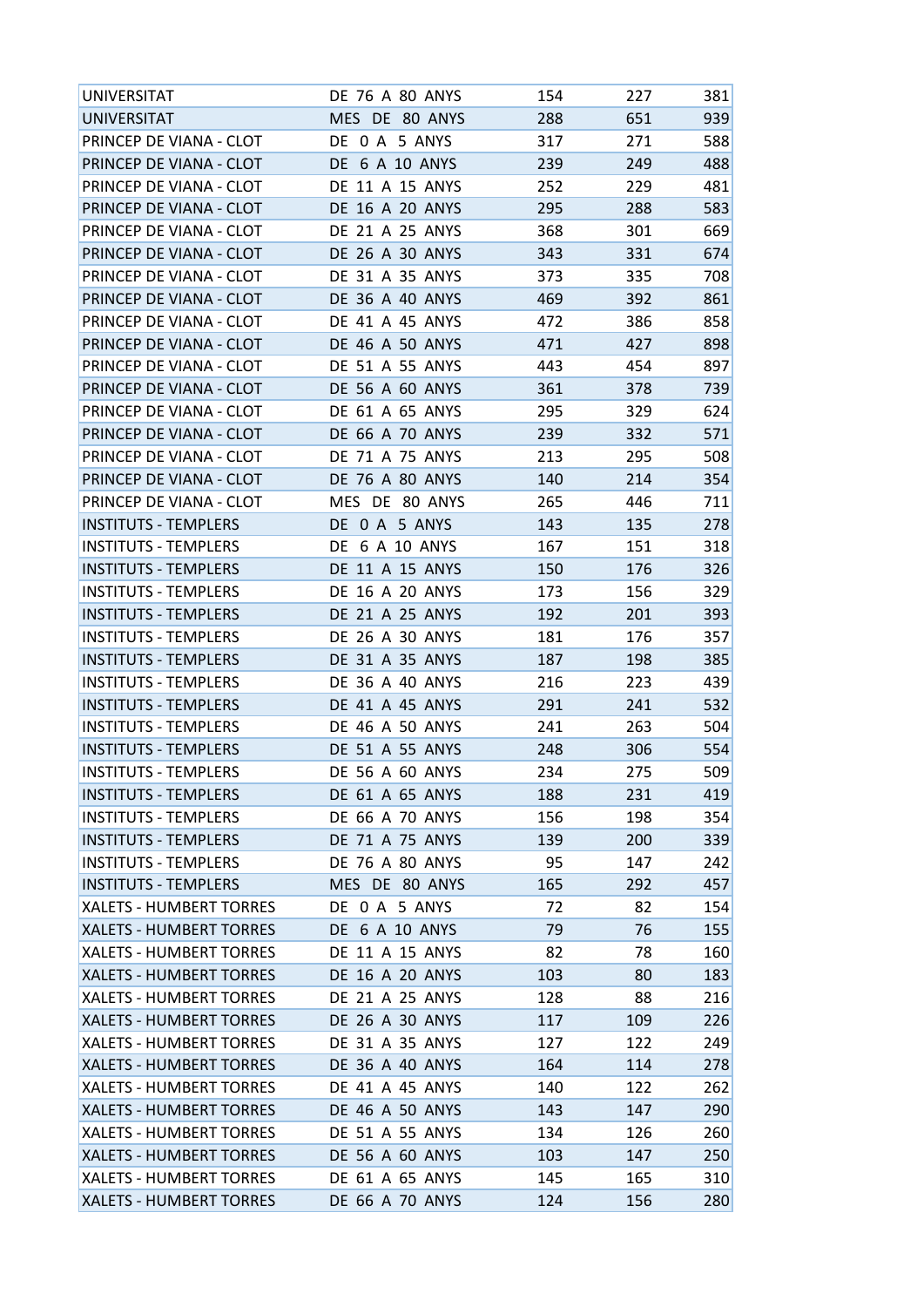| | | | | |
|---|---|---|---|---|
| UNIVERSITAT | DE 76 A 80 ANYS | 154 | 227 | 381 |
| UNIVERSITAT | MES DE 80 ANYS | 288 | 651 | 939 |
| PRINCEP DE VIANA - CLOT | DE 0 A 5 ANYS | 317 | 271 | 588 |
| PRINCEP DE VIANA - CLOT | DE 6 A 10 ANYS | 239 | 249 | 488 |
| PRINCEP DE VIANA - CLOT | DE 11 A 15 ANYS | 252 | 229 | 481 |
| PRINCEP DE VIANA - CLOT | DE 16 A 20 ANYS | 295 | 288 | 583 |
| PRINCEP DE VIANA - CLOT | DE 21 A 25 ANYS | 368 | 301 | 669 |
| PRINCEP DE VIANA - CLOT | DE 26 A 30 ANYS | 343 | 331 | 674 |
| PRINCEP DE VIANA - CLOT | DE 31 A 35 ANYS | 373 | 335 | 708 |
| PRINCEP DE VIANA - CLOT | DE 36 A 40 ANYS | 469 | 392 | 861 |
| PRINCEP DE VIANA - CLOT | DE 41 A 45 ANYS | 472 | 386 | 858 |
| PRINCEP DE VIANA - CLOT | DE 46 A 50 ANYS | 471 | 427 | 898 |
| PRINCEP DE VIANA - CLOT | DE 51 A 55 ANYS | 443 | 454 | 897 |
| PRINCEP DE VIANA - CLOT | DE 56 A 60 ANYS | 361 | 378 | 739 |
| PRINCEP DE VIANA - CLOT | DE 61 A 65 ANYS | 295 | 329 | 624 |
| PRINCEP DE VIANA - CLOT | DE 66 A 70 ANYS | 239 | 332 | 571 |
| PRINCEP DE VIANA - CLOT | DE 71 A 75 ANYS | 213 | 295 | 508 |
| PRINCEP DE VIANA - CLOT | DE 76 A 80 ANYS | 140 | 214 | 354 |
| PRINCEP DE VIANA - CLOT | MES DE 80 ANYS | 265 | 446 | 711 |
| INSTITUTS - TEMPLERS | DE 0 A 5 ANYS | 143 | 135 | 278 |
| INSTITUTS - TEMPLERS | DE 6 A 10 ANYS | 167 | 151 | 318 |
| INSTITUTS - TEMPLERS | DE 11 A 15 ANYS | 150 | 176 | 326 |
| INSTITUTS - TEMPLERS | DE 16 A 20 ANYS | 173 | 156 | 329 |
| INSTITUTS - TEMPLERS | DE 21 A 25 ANYS | 192 | 201 | 393 |
| INSTITUTS - TEMPLERS | DE 26 A 30 ANYS | 181 | 176 | 357 |
| INSTITUTS - TEMPLERS | DE 31 A 35 ANYS | 187 | 198 | 385 |
| INSTITUTS - TEMPLERS | DE 36 A 40 ANYS | 216 | 223 | 439 |
| INSTITUTS - TEMPLERS | DE 41 A 45 ANYS | 291 | 241 | 532 |
| INSTITUTS - TEMPLERS | DE 46 A 50 ANYS | 241 | 263 | 504 |
| INSTITUTS - TEMPLERS | DE 51 A 55 ANYS | 248 | 306 | 554 |
| INSTITUTS - TEMPLERS | DE 56 A 60 ANYS | 234 | 275 | 509 |
| INSTITUTS - TEMPLERS | DE 61 A 65 ANYS | 188 | 231 | 419 |
| INSTITUTS - TEMPLERS | DE 66 A 70 ANYS | 156 | 198 | 354 |
| INSTITUTS - TEMPLERS | DE 71 A 75 ANYS | 139 | 200 | 339 |
| INSTITUTS - TEMPLERS | DE 76 A 80 ANYS | 95 | 147 | 242 |
| INSTITUTS - TEMPLERS | MES DE 80 ANYS | 165 | 292 | 457 |
| XALETS - HUMBERT TORRES | DE 0 A 5 ANYS | 72 | 82 | 154 |
| XALETS - HUMBERT TORRES | DE 6 A 10 ANYS | 79 | 76 | 155 |
| XALETS - HUMBERT TORRES | DE 11 A 15 ANYS | 82 | 78 | 160 |
| XALETS - HUMBERT TORRES | DE 16 A 20 ANYS | 103 | 80 | 183 |
| XALETS - HUMBERT TORRES | DE 21 A 25 ANYS | 128 | 88 | 216 |
| XALETS - HUMBERT TORRES | DE 26 A 30 ANYS | 117 | 109 | 226 |
| XALETS - HUMBERT TORRES | DE 31 A 35 ANYS | 127 | 122 | 249 |
| XALETS - HUMBERT TORRES | DE 36 A 40 ANYS | 164 | 114 | 278 |
| XALETS - HUMBERT TORRES | DE 41 A 45 ANYS | 140 | 122 | 262 |
| XALETS - HUMBERT TORRES | DE 46 A 50 ANYS | 143 | 147 | 290 |
| XALETS - HUMBERT TORRES | DE 51 A 55 ANYS | 134 | 126 | 260 |
| XALETS - HUMBERT TORRES | DE 56 A 60 ANYS | 103 | 147 | 250 |
| XALETS - HUMBERT TORRES | DE 61 A 65 ANYS | 145 | 165 | 310 |
| XALETS - HUMBERT TORRES | DE 66 A 70 ANYS | 124 | 156 | 280 |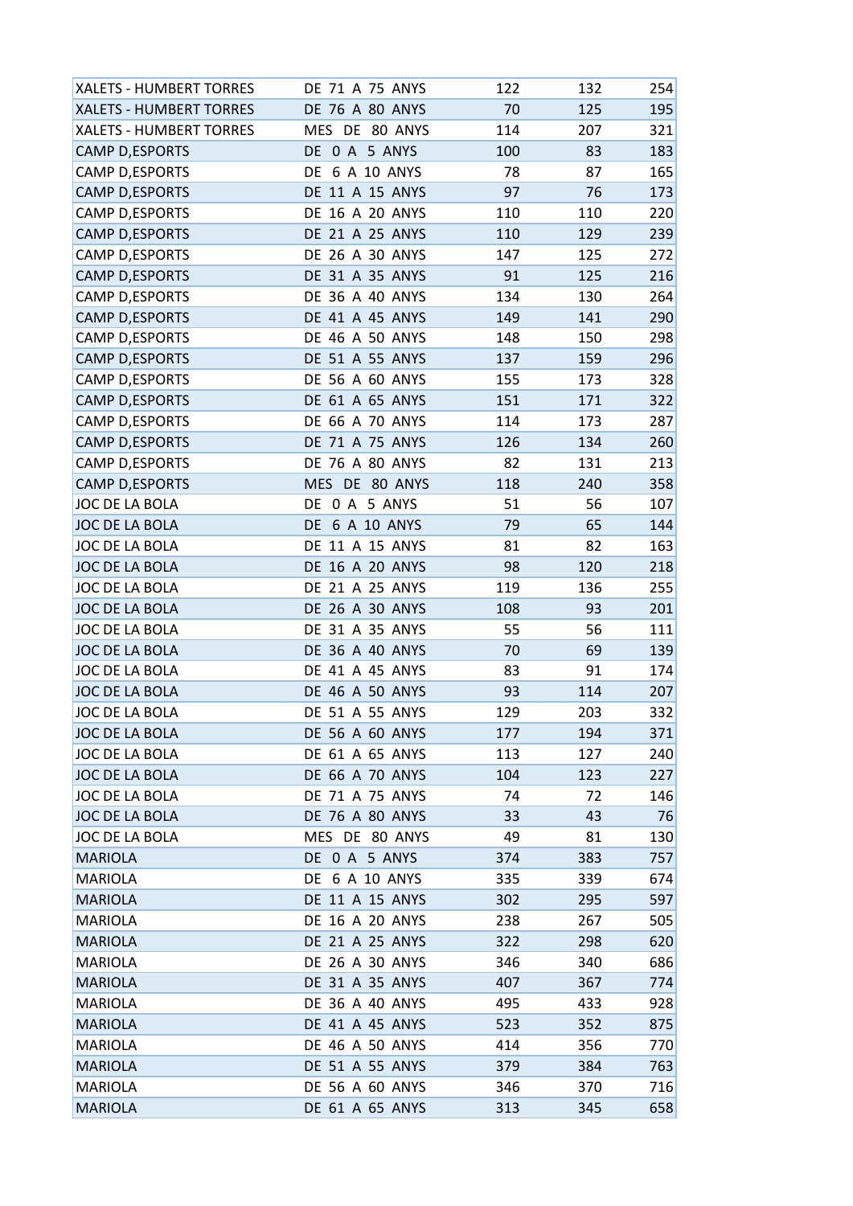| | | | | |
|---|---|---|---|---|
| XALETS - HUMBERT TORRES | DE 71 A 75 ANYS | 122 | 132 | 254 |
| XALETS - HUMBERT TORRES | DE 76 A 80 ANYS | 70 | 125 | 195 |
| XALETS - HUMBERT TORRES | MES DE 80 ANYS | 114 | 207 | 321 |
| CAMP D,ESPORTS | DE 0 A 5 ANYS | 100 | 83 | 183 |
| CAMP D,ESPORTS | DE 6 A 10 ANYS | 78 | 87 | 165 |
| CAMP D,ESPORTS | DE 11 A 15 ANYS | 97 | 76 | 173 |
| CAMP D,ESPORTS | DE 16 A 20 ANYS | 110 | 110 | 220 |
| CAMP D,ESPORTS | DE 21 A 25 ANYS | 110 | 129 | 239 |
| CAMP D,ESPORTS | DE 26 A 30 ANYS | 147 | 125 | 272 |
| CAMP D,ESPORTS | DE 31 A 35 ANYS | 91 | 125 | 216 |
| CAMP D,ESPORTS | DE 36 A 40 ANYS | 134 | 130 | 264 |
| CAMP D,ESPORTS | DE 41 A 45 ANYS | 149 | 141 | 290 |
| CAMP D,ESPORTS | DE 46 A 50 ANYS | 148 | 150 | 298 |
| CAMP D,ESPORTS | DE 51 A 55 ANYS | 137 | 159 | 296 |
| CAMP D,ESPORTS | DE 56 A 60 ANYS | 155 | 173 | 328 |
| CAMP D,ESPORTS | DE 61 A 65 ANYS | 151 | 171 | 322 |
| CAMP D,ESPORTS | DE 66 A 70 ANYS | 114 | 173 | 287 |
| CAMP D,ESPORTS | DE 71 A 75 ANYS | 126 | 134 | 260 |
| CAMP D,ESPORTS | DE 76 A 80 ANYS | 82 | 131 | 213 |
| CAMP D,ESPORTS | MES DE 80 ANYS | 118 | 240 | 358 |
| JOC DE LA BOLA | DE 0 A 5 ANYS | 51 | 56 | 107 |
| JOC DE LA BOLA | DE 6 A 10 ANYS | 79 | 65 | 144 |
| JOC DE LA BOLA | DE 11 A 15 ANYS | 81 | 82 | 163 |
| JOC DE LA BOLA | DE 16 A 20 ANYS | 98 | 120 | 218 |
| JOC DE LA BOLA | DE 21 A 25 ANYS | 119 | 136 | 255 |
| JOC DE LA BOLA | DE 26 A 30 ANYS | 108 | 93 | 201 |
| JOC DE LA BOLA | DE 31 A 35 ANYS | 55 | 56 | 111 |
| JOC DE LA BOLA | DE 36 A 40 ANYS | 70 | 69 | 139 |
| JOC DE LA BOLA | DE 41 A 45 ANYS | 83 | 91 | 174 |
| JOC DE LA BOLA | DE 46 A 50 ANYS | 93 | 114 | 207 |
| JOC DE LA BOLA | DE 51 A 55 ANYS | 129 | 203 | 332 |
| JOC DE LA BOLA | DE 56 A 60 ANYS | 177 | 194 | 371 |
| JOC DE LA BOLA | DE 61 A 65 ANYS | 113 | 127 | 240 |
| JOC DE LA BOLA | DE 66 A 70 ANYS | 104 | 123 | 227 |
| JOC DE LA BOLA | DE 71 A 75 ANYS | 74 | 72 | 146 |
| JOC DE LA BOLA | DE 76 A 80 ANYS | 33 | 43 | 76 |
| JOC DE LA BOLA | MES DE 80 ANYS | 49 | 81 | 130 |
| MARIOLA | DE 0 A 5 ANYS | 374 | 383 | 757 |
| MARIOLA | DE 6 A 10 ANYS | 335 | 339 | 674 |
| MARIOLA | DE 11 A 15 ANYS | 302 | 295 | 597 |
| MARIOLA | DE 16 A 20 ANYS | 238 | 267 | 505 |
| MARIOLA | DE 21 A 25 ANYS | 322 | 298 | 620 |
| MARIOLA | DE 26 A 30 ANYS | 346 | 340 | 686 |
| MARIOLA | DE 31 A 35 ANYS | 407 | 367 | 774 |
| MARIOLA | DE 36 A 40 ANYS | 495 | 433 | 928 |
| MARIOLA | DE 41 A 45 ANYS | 523 | 352 | 875 |
| MARIOLA | DE 46 A 50 ANYS | 414 | 356 | 770 |
| MARIOLA | DE 51 A 55 ANYS | 379 | 384 | 763 |
| MARIOLA | DE 56 A 60 ANYS | 346 | 370 | 716 |
| MARIOLA | DE 61 A 65 ANYS | 313 | 345 | 658 |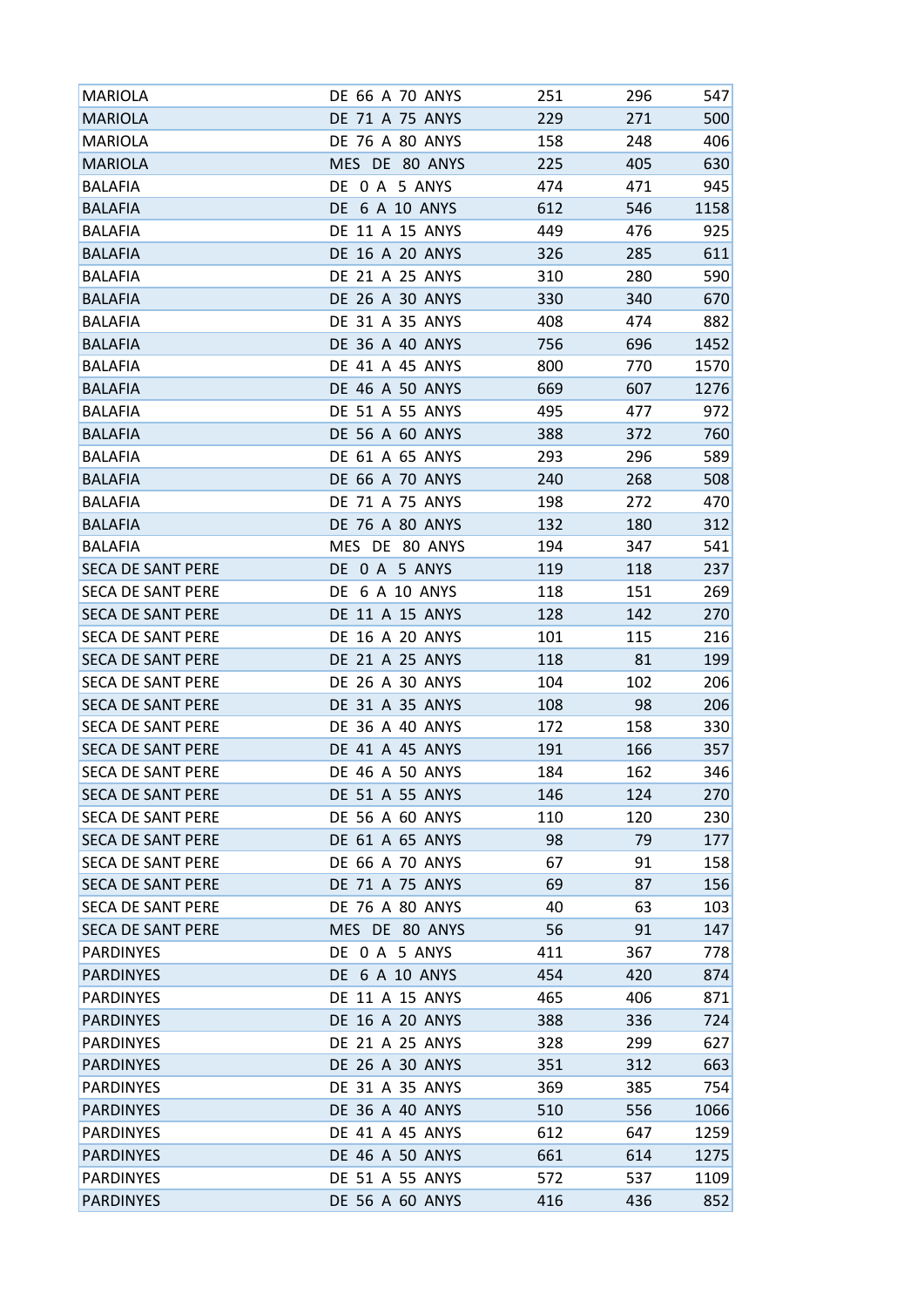| | | | | |
|---|---|---|---|---|
| MARIOLA | DE 66 A 70 ANYS | 251 | 296 | 547 |
| MARIOLA | DE 71 A 75 ANYS | 229 | 271 | 500 |
| MARIOLA | DE 76 A 80 ANYS | 158 | 248 | 406 |
| MARIOLA | MES DE 80 ANYS | 225 | 405 | 630 |
| BALAFIA | DE 0 A 5 ANYS | 474 | 471 | 945 |
| BALAFIA | DE 6 A 10 ANYS | 612 | 546 | 1158 |
| BALAFIA | DE 11 A 15 ANYS | 449 | 476 | 925 |
| BALAFIA | DE 16 A 20 ANYS | 326 | 285 | 611 |
| BALAFIA | DE 21 A 25 ANYS | 310 | 280 | 590 |
| BALAFIA | DE 26 A 30 ANYS | 330 | 340 | 670 |
| BALAFIA | DE 31 A 35 ANYS | 408 | 474 | 882 |
| BALAFIA | DE 36 A 40 ANYS | 756 | 696 | 1452 |
| BALAFIA | DE 41 A 45 ANYS | 800 | 770 | 1570 |
| BALAFIA | DE 46 A 50 ANYS | 669 | 607 | 1276 |
| BALAFIA | DE 51 A 55 ANYS | 495 | 477 | 972 |
| BALAFIA | DE 56 A 60 ANYS | 388 | 372 | 760 |
| BALAFIA | DE 61 A 65 ANYS | 293 | 296 | 589 |
| BALAFIA | DE 66 A 70 ANYS | 240 | 268 | 508 |
| BALAFIA | DE 71 A 75 ANYS | 198 | 272 | 470 |
| BALAFIA | DE 76 A 80 ANYS | 132 | 180 | 312 |
| BALAFIA | MES DE 80 ANYS | 194 | 347 | 541 |
| SECA DE SANT PERE | DE 0 A 5 ANYS | 119 | 118 | 237 |
| SECA DE SANT PERE | DE 6 A 10 ANYS | 118 | 151 | 269 |
| SECA DE SANT PERE | DE 11 A 15 ANYS | 128 | 142 | 270 |
| SECA DE SANT PERE | DE 16 A 20 ANYS | 101 | 115 | 216 |
| SECA DE SANT PERE | DE 21 A 25 ANYS | 118 | 81 | 199 |
| SECA DE SANT PERE | DE 26 A 30 ANYS | 104 | 102 | 206 |
| SECA DE SANT PERE | DE 31 A 35 ANYS | 108 | 98 | 206 |
| SECA DE SANT PERE | DE 36 A 40 ANYS | 172 | 158 | 330 |
| SECA DE SANT PERE | DE 41 A 45 ANYS | 191 | 166 | 357 |
| SECA DE SANT PERE | DE 46 A 50 ANYS | 184 | 162 | 346 |
| SECA DE SANT PERE | DE 51 A 55 ANYS | 146 | 124 | 270 |
| SECA DE SANT PERE | DE 56 A 60 ANYS | 110 | 120 | 230 |
| SECA DE SANT PERE | DE 61 A 65 ANYS | 98 | 79 | 177 |
| SECA DE SANT PERE | DE 66 A 70 ANYS | 67 | 91 | 158 |
| SECA DE SANT PERE | DE 71 A 75 ANYS | 69 | 87 | 156 |
| SECA DE SANT PERE | DE 76 A 80 ANYS | 40 | 63 | 103 |
| SECA DE SANT PERE | MES DE 80 ANYS | 56 | 91 | 147 |
| PARDINYES | DE 0 A 5 ANYS | 411 | 367 | 778 |
| PARDINYES | DE 6 A 10 ANYS | 454 | 420 | 874 |
| PARDINYES | DE 11 A 15 ANYS | 465 | 406 | 871 |
| PARDINYES | DE 16 A 20 ANYS | 388 | 336 | 724 |
| PARDINYES | DE 21 A 25 ANYS | 328 | 299 | 627 |
| PARDINYES | DE 26 A 30 ANYS | 351 | 312 | 663 |
| PARDINYES | DE 31 A 35 ANYS | 369 | 385 | 754 |
| PARDINYES | DE 36 A 40 ANYS | 510 | 556 | 1066 |
| PARDINYES | DE 41 A 45 ANYS | 612 | 647 | 1259 |
| PARDINYES | DE 46 A 50 ANYS | 661 | 614 | 1275 |
| PARDINYES | DE 51 A 55 ANYS | 572 | 537 | 1109 |
| PARDINYES | DE 56 A 60 ANYS | 416 | 436 | 852 |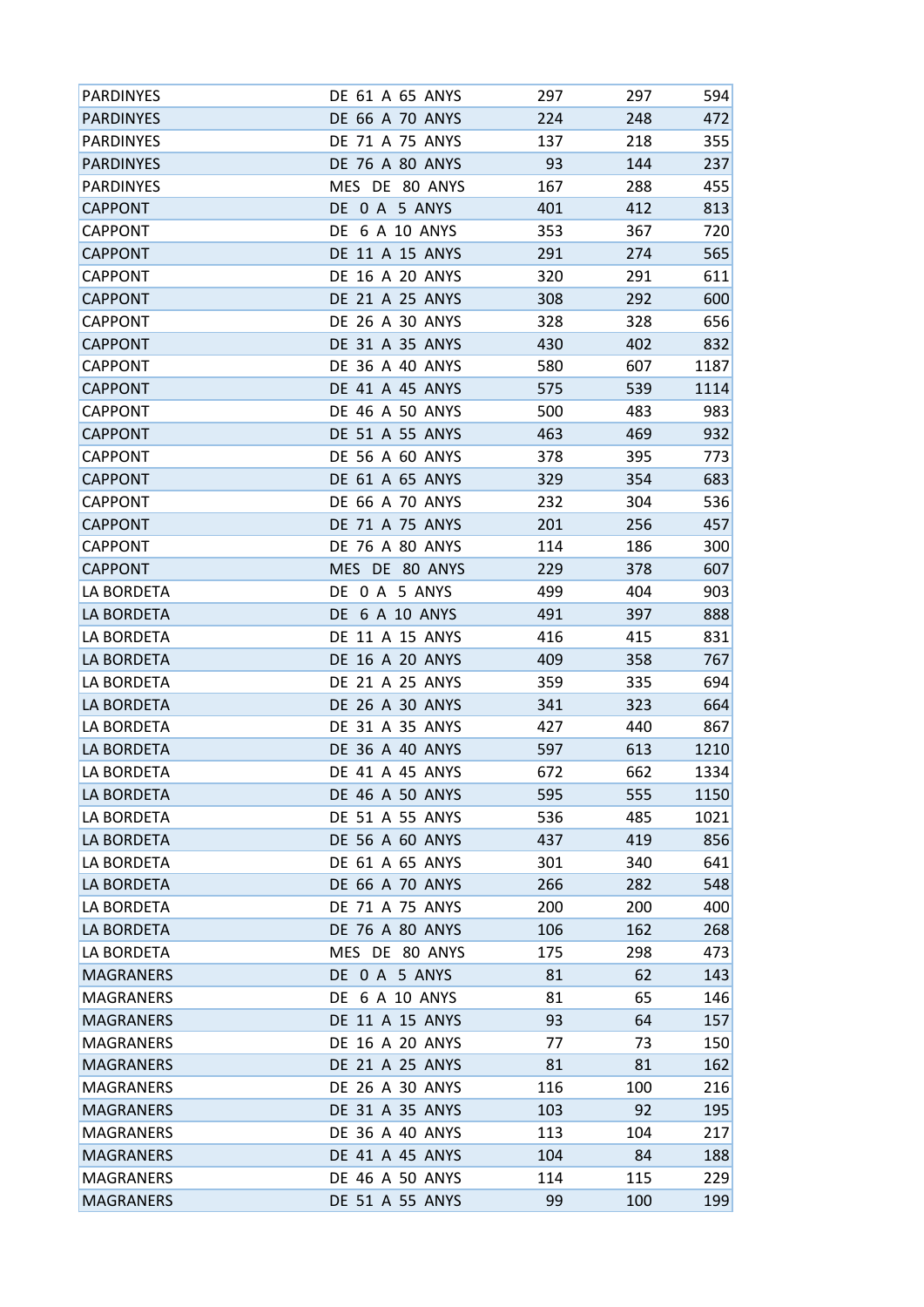| | | | | |
|---|---|---|---|---|
| PARDINYES | DE 61 A 65 ANYS | 297 | 297 | 594 |
| PARDINYES | DE 66 A 70 ANYS | 224 | 248 | 472 |
| PARDINYES | DE 71 A 75 ANYS | 137 | 218 | 355 |
| PARDINYES | DE 76 A 80 ANYS | 93 | 144 | 237 |
| PARDINYES | MES DE 80 ANYS | 167 | 288 | 455 |
| CAPPONT | DE 0 A 5 ANYS | 401 | 412 | 813 |
| CAPPONT | DE 6 A 10 ANYS | 353 | 367 | 720 |
| CAPPONT | DE 11 A 15 ANYS | 291 | 274 | 565 |
| CAPPONT | DE 16 A 20 ANYS | 320 | 291 | 611 |
| CAPPONT | DE 21 A 25 ANYS | 308 | 292 | 600 |
| CAPPONT | DE 26 A 30 ANYS | 328 | 328 | 656 |
| CAPPONT | DE 31 A 35 ANYS | 430 | 402 | 832 |
| CAPPONT | DE 36 A 40 ANYS | 580 | 607 | 1187 |
| CAPPONT | DE 41 A 45 ANYS | 575 | 539 | 1114 |
| CAPPONT | DE 46 A 50 ANYS | 500 | 483 | 983 |
| CAPPONT | DE 51 A 55 ANYS | 463 | 469 | 932 |
| CAPPONT | DE 56 A 60 ANYS | 378 | 395 | 773 |
| CAPPONT | DE 61 A 65 ANYS | 329 | 354 | 683 |
| CAPPONT | DE 66 A 70 ANYS | 232 | 304 | 536 |
| CAPPONT | DE 71 A 75 ANYS | 201 | 256 | 457 |
| CAPPONT | DE 76 A 80 ANYS | 114 | 186 | 300 |
| CAPPONT | MES DE 80 ANYS | 229 | 378 | 607 |
| LA BORDETA | DE 0 A 5 ANYS | 499 | 404 | 903 |
| LA BORDETA | DE 6 A 10 ANYS | 491 | 397 | 888 |
| LA BORDETA | DE 11 A 15 ANYS | 416 | 415 | 831 |
| LA BORDETA | DE 16 A 20 ANYS | 409 | 358 | 767 |
| LA BORDETA | DE 21 A 25 ANYS | 359 | 335 | 694 |
| LA BORDETA | DE 26 A 30 ANYS | 341 | 323 | 664 |
| LA BORDETA | DE 31 A 35 ANYS | 427 | 440 | 867 |
| LA BORDETA | DE 36 A 40 ANYS | 597 | 613 | 1210 |
| LA BORDETA | DE 41 A 45 ANYS | 672 | 662 | 1334 |
| LA BORDETA | DE 46 A 50 ANYS | 595 | 555 | 1150 |
| LA BORDETA | DE 51 A 55 ANYS | 536 | 485 | 1021 |
| LA BORDETA | DE 56 A 60 ANYS | 437 | 419 | 856 |
| LA BORDETA | DE 61 A 65 ANYS | 301 | 340 | 641 |
| LA BORDETA | DE 66 A 70 ANYS | 266 | 282 | 548 |
| LA BORDETA | DE 71 A 75 ANYS | 200 | 200 | 400 |
| LA BORDETA | DE 76 A 80 ANYS | 106 | 162 | 268 |
| LA BORDETA | MES DE 80 ANYS | 175 | 298 | 473 |
| MAGRANERS | DE 0 A 5 ANYS | 81 | 62 | 143 |
| MAGRANERS | DE 6 A 10 ANYS | 81 | 65 | 146 |
| MAGRANERS | DE 11 A 15 ANYS | 93 | 64 | 157 |
| MAGRANERS | DE 16 A 20 ANYS | 77 | 73 | 150 |
| MAGRANERS | DE 21 A 25 ANYS | 81 | 81 | 162 |
| MAGRANERS | DE 26 A 30 ANYS | 116 | 100 | 216 |
| MAGRANERS | DE 31 A 35 ANYS | 103 | 92 | 195 |
| MAGRANERS | DE 36 A 40 ANYS | 113 | 104 | 217 |
| MAGRANERS | DE 41 A 45 ANYS | 104 | 84 | 188 |
| MAGRANERS | DE 46 A 50 ANYS | 114 | 115 | 229 |
| MAGRANERS | DE 51 A 55 ANYS | 99 | 100 | 199 |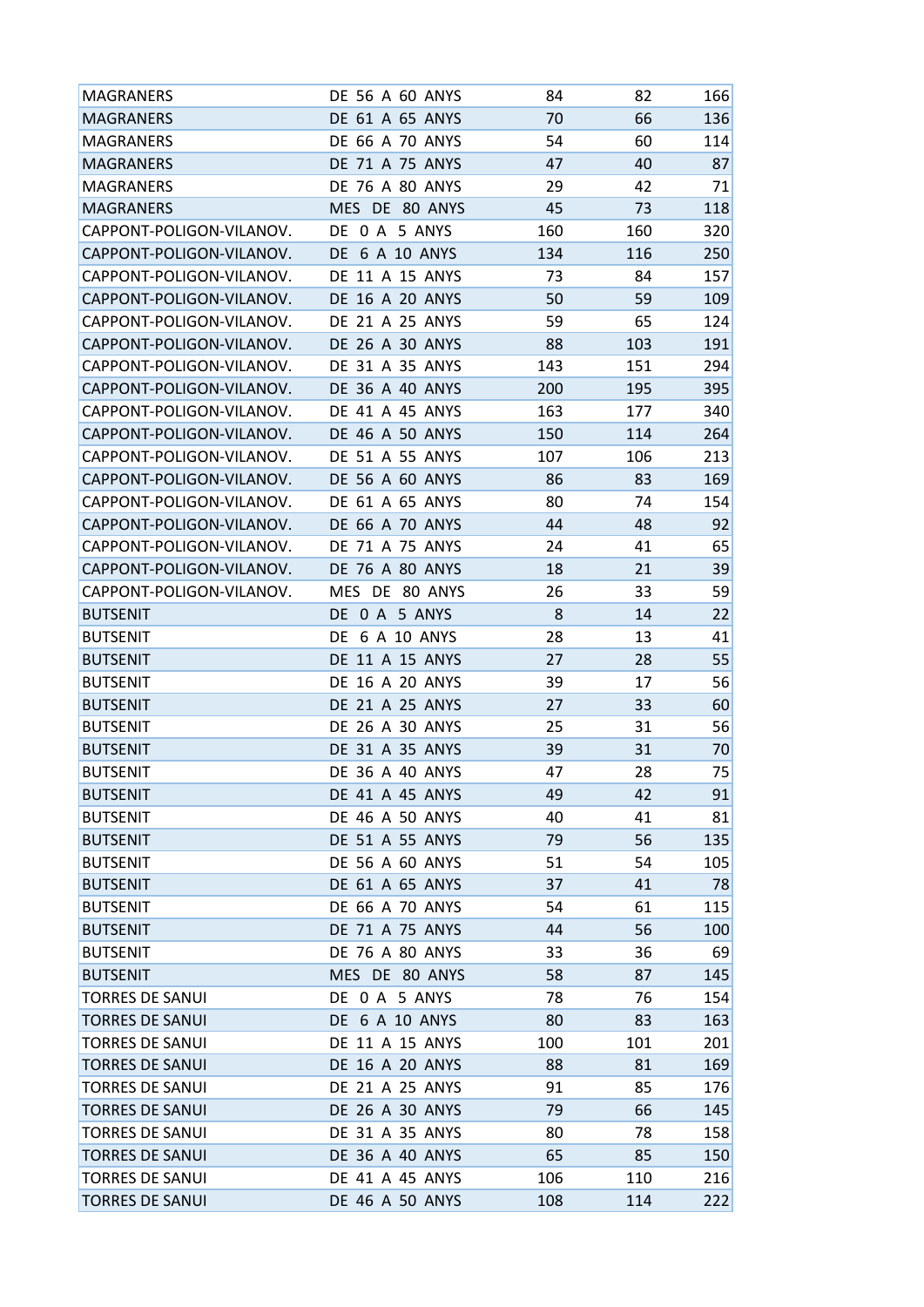| | | | | |
|---|---|---|---|---|
| MAGRANERS | DE 56 A 60 ANYS | 84 | 82 | 166 |
| MAGRANERS | DE 61 A 65 ANYS | 70 | 66 | 136 |
| MAGRANERS | DE 66 A 70 ANYS | 54 | 60 | 114 |
| MAGRANERS | DE 71 A 75 ANYS | 47 | 40 | 87 |
| MAGRANERS | DE 76 A 80 ANYS | 29 | 42 | 71 |
| MAGRANERS | MES DE 80 ANYS | 45 | 73 | 118 |
| CAPPONT-POLIGON-VILANOV. | DE 0 A 5 ANYS | 160 | 160 | 320 |
| CAPPONT-POLIGON-VILANOV. | DE 6 A 10 ANYS | 134 | 116 | 250 |
| CAPPONT-POLIGON-VILANOV. | DE 11 A 15 ANYS | 73 | 84 | 157 |
| CAPPONT-POLIGON-VILANOV. | DE 16 A 20 ANYS | 50 | 59 | 109 |
| CAPPONT-POLIGON-VILANOV. | DE 21 A 25 ANYS | 59 | 65 | 124 |
| CAPPONT-POLIGON-VILANOV. | DE 26 A 30 ANYS | 88 | 103 | 191 |
| CAPPONT-POLIGON-VILANOV. | DE 31 A 35 ANYS | 143 | 151 | 294 |
| CAPPONT-POLIGON-VILANOV. | DE 36 A 40 ANYS | 200 | 195 | 395 |
| CAPPONT-POLIGON-VILANOV. | DE 41 A 45 ANYS | 163 | 177 | 340 |
| CAPPONT-POLIGON-VILANOV. | DE 46 A 50 ANYS | 150 | 114 | 264 |
| CAPPONT-POLIGON-VILANOV. | DE 51 A 55 ANYS | 107 | 106 | 213 |
| CAPPONT-POLIGON-VILANOV. | DE 56 A 60 ANYS | 86 | 83 | 169 |
| CAPPONT-POLIGON-VILANOV. | DE 61 A 65 ANYS | 80 | 74 | 154 |
| CAPPONT-POLIGON-VILANOV. | DE 66 A 70 ANYS | 44 | 48 | 92 |
| CAPPONT-POLIGON-VILANOV. | DE 71 A 75 ANYS | 24 | 41 | 65 |
| CAPPONT-POLIGON-VILANOV. | DE 76 A 80 ANYS | 18 | 21 | 39 |
| CAPPONT-POLIGON-VILANOV. | MES DE 80 ANYS | 26 | 33 | 59 |
| BUTSENIT | DE 0 A 5 ANYS | 8 | 14 | 22 |
| BUTSENIT | DE 6 A 10 ANYS | 28 | 13 | 41 |
| BUTSENIT | DE 11 A 15 ANYS | 27 | 28 | 55 |
| BUTSENIT | DE 16 A 20 ANYS | 39 | 17 | 56 |
| BUTSENIT | DE 21 A 25 ANYS | 27 | 33 | 60 |
| BUTSENIT | DE 26 A 30 ANYS | 25 | 31 | 56 |
| BUTSENIT | DE 31 A 35 ANYS | 39 | 31 | 70 |
| BUTSENIT | DE 36 A 40 ANYS | 47 | 28 | 75 |
| BUTSENIT | DE 41 A 45 ANYS | 49 | 42 | 91 |
| BUTSENIT | DE 46 A 50 ANYS | 40 | 41 | 81 |
| BUTSENIT | DE 51 A 55 ANYS | 79 | 56 | 135 |
| BUTSENIT | DE 56 A 60 ANYS | 51 | 54 | 105 |
| BUTSENIT | DE 61 A 65 ANYS | 37 | 41 | 78 |
| BUTSENIT | DE 66 A 70 ANYS | 54 | 61 | 115 |
| BUTSENIT | DE 71 A 75 ANYS | 44 | 56 | 100 |
| BUTSENIT | DE 76 A 80 ANYS | 33 | 36 | 69 |
| BUTSENIT | MES DE 80 ANYS | 58 | 87 | 145 |
| TORRES DE SANUI | DE 0 A 5 ANYS | 78 | 76 | 154 |
| TORRES DE SANUI | DE 6 A 10 ANYS | 80 | 83 | 163 |
| TORRES DE SANUI | DE 11 A 15 ANYS | 100 | 101 | 201 |
| TORRES DE SANUI | DE 16 A 20 ANYS | 88 | 81 | 169 |
| TORRES DE SANUI | DE 21 A 25 ANYS | 91 | 85 | 176 |
| TORRES DE SANUI | DE 26 A 30 ANYS | 79 | 66 | 145 |
| TORRES DE SANUI | DE 31 A 35 ANYS | 80 | 78 | 158 |
| TORRES DE SANUI | DE 36 A 40 ANYS | 65 | 85 | 150 |
| TORRES DE SANUI | DE 41 A 45 ANYS | 106 | 110 | 216 |
| TORRES DE SANUI | DE 46 A 50 ANYS | 108 | 114 | 222 |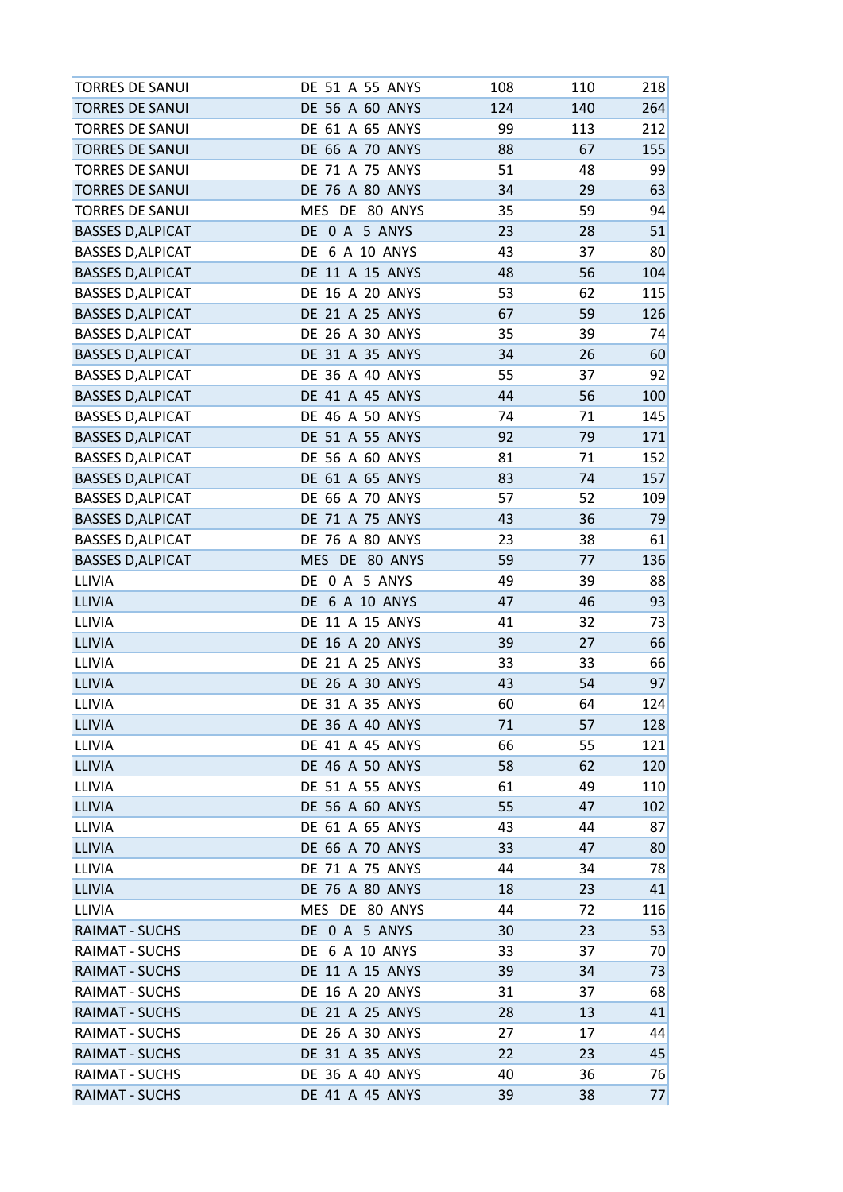| | | | | |
|---|---|---|---|---|
| TORRES DE SANUI | DE 51 A 55 ANYS | 108 | 110 | 218 |
| TORRES DE SANUI | DE 56 A 60 ANYS | 124 | 140 | 264 |
| TORRES DE SANUI | DE 61 A 65 ANYS | 99 | 113 | 212 |
| TORRES DE SANUI | DE 66 A 70 ANYS | 88 | 67 | 155 |
| TORRES DE SANUI | DE 71 A 75 ANYS | 51 | 48 | 99 |
| TORRES DE SANUI | DE 76 A 80 ANYS | 34 | 29 | 63 |
| TORRES DE SANUI | MES DE 80 ANYS | 35 | 59 | 94 |
| BASSES D,ALPICAT | DE 0 A 5 ANYS | 23 | 28 | 51 |
| BASSES D,ALPICAT | DE 6 A 10 ANYS | 43 | 37 | 80 |
| BASSES D,ALPICAT | DE 11 A 15 ANYS | 48 | 56 | 104 |
| BASSES D,ALPICAT | DE 16 A 20 ANYS | 53 | 62 | 115 |
| BASSES D,ALPICAT | DE 21 A 25 ANYS | 67 | 59 | 126 |
| BASSES D,ALPICAT | DE 26 A 30 ANYS | 35 | 39 | 74 |
| BASSES D,ALPICAT | DE 31 A 35 ANYS | 34 | 26 | 60 |
| BASSES D,ALPICAT | DE 36 A 40 ANYS | 55 | 37 | 92 |
| BASSES D,ALPICAT | DE 41 A 45 ANYS | 44 | 56 | 100 |
| BASSES D,ALPICAT | DE 46 A 50 ANYS | 74 | 71 | 145 |
| BASSES D,ALPICAT | DE 51 A 55 ANYS | 92 | 79 | 171 |
| BASSES D,ALPICAT | DE 56 A 60 ANYS | 81 | 71 | 152 |
| BASSES D,ALPICAT | DE 61 A 65 ANYS | 83 | 74 | 157 |
| BASSES D,ALPICAT | DE 66 A 70 ANYS | 57 | 52 | 109 |
| BASSES D,ALPICAT | DE 71 A 75 ANYS | 43 | 36 | 79 |
| BASSES D,ALPICAT | DE 76 A 80 ANYS | 23 | 38 | 61 |
| BASSES D,ALPICAT | MES DE 80 ANYS | 59 | 77 | 136 |
| LLIVIA | DE 0 A 5 ANYS | 49 | 39 | 88 |
| LLIVIA | DE 6 A 10 ANYS | 47 | 46 | 93 |
| LLIVIA | DE 11 A 15 ANYS | 41 | 32 | 73 |
| LLIVIA | DE 16 A 20 ANYS | 39 | 27 | 66 |
| LLIVIA | DE 21 A 25 ANYS | 33 | 33 | 66 |
| LLIVIA | DE 26 A 30 ANYS | 43 | 54 | 97 |
| LLIVIA | DE 31 A 35 ANYS | 60 | 64 | 124 |
| LLIVIA | DE 36 A 40 ANYS | 71 | 57 | 128 |
| LLIVIA | DE 41 A 45 ANYS | 66 | 55 | 121 |
| LLIVIA | DE 46 A 50 ANYS | 58 | 62 | 120 |
| LLIVIA | DE 51 A 55 ANYS | 61 | 49 | 110 |
| LLIVIA | DE 56 A 60 ANYS | 55 | 47 | 102 |
| LLIVIA | DE 61 A 65 ANYS | 43 | 44 | 87 |
| LLIVIA | DE 66 A 70 ANYS | 33 | 47 | 80 |
| LLIVIA | DE 71 A 75 ANYS | 44 | 34 | 78 |
| LLIVIA | DE 76 A 80 ANYS | 18 | 23 | 41 |
| LLIVIA | MES DE 80 ANYS | 44 | 72 | 116 |
| RAIMAT - SUCHS | DE 0 A 5 ANYS | 30 | 23 | 53 |
| RAIMAT - SUCHS | DE 6 A 10 ANYS | 33 | 37 | 70 |
| RAIMAT - SUCHS | DE 11 A 15 ANYS | 39 | 34 | 73 |
| RAIMAT - SUCHS | DE 16 A 20 ANYS | 31 | 37 | 68 |
| RAIMAT - SUCHS | DE 21 A 25 ANYS | 28 | 13 | 41 |
| RAIMAT - SUCHS | DE 26 A 30 ANYS | 27 | 17 | 44 |
| RAIMAT - SUCHS | DE 31 A 35 ANYS | 22 | 23 | 45 |
| RAIMAT - SUCHS | DE 36 A 40 ANYS | 40 | 36 | 76 |
| RAIMAT - SUCHS | DE 41 A 45 ANYS | 39 | 38 | 77 |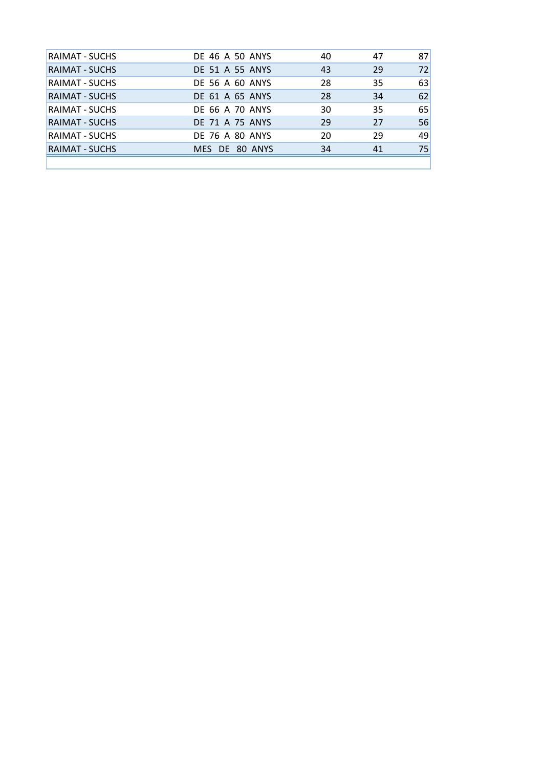| | | | | |
|---|---|---|---|---|
| RAIMAT - SUCHS | DE 46 A 50 ANYS | 40 | 47 | 87 |
| RAIMAT - SUCHS | DE 51 A 55 ANYS | 43 | 29 | 72 |
| RAIMAT - SUCHS | DE 56 A 60 ANYS | 28 | 35 | 63 |
| RAIMAT - SUCHS | DE 61 A 65 ANYS | 28 | 34 | 62 |
| RAIMAT - SUCHS | DE 66 A 70 ANYS | 30 | 35 | 65 |
| RAIMAT - SUCHS | DE 71 A 75 ANYS | 29 | 27 | 56 |
| RAIMAT - SUCHS | DE 76 A 80 ANYS | 20 | 29 | 49 |
| RAIMAT - SUCHS | MES DE 80 ANYS | 34 | 41 | 75 |